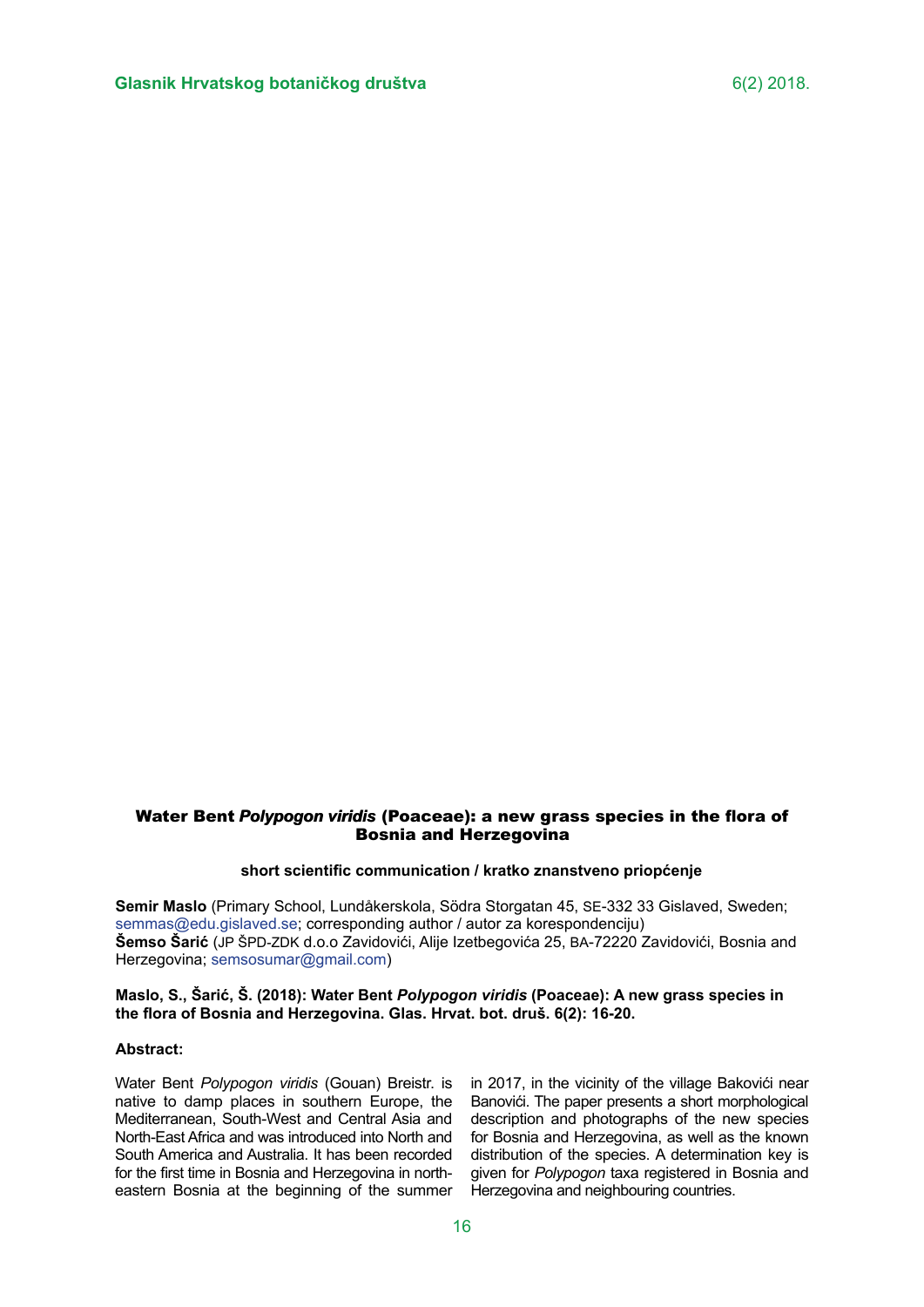# Water Bent *Polypogon viridis* (Poaceae): a new grass species in the flora of Bosnia and Herzegovina

**short scientific communication / kratko znanstveno priopćenje**

**Semir Maslo** (Primary School, Lundåkerskola, Södra Storgatan 45, SE-332 33 Gislaved, Sweden; semmas@edu.gislaved.se; corresponding author / autor za korespondenciju)
**Šemso Šarić** (JP ŠPD-ZDK d.o.o Zavidovići, Alije Izetbegovića 25, BA-72220 Zavidovići, Bosnia and Herzegovina; semsosumar@gmail.com)

**Maslo, S., Šarić, Š. (2018): Water Bent *Polypogon viridis* (Poaceae): A new grass species in the flora of Bosnia and Herzegovina. Glas. Hrvat. bot. druš. 6(2): 16-20.**

**Abstract:**

Water Bent *Polypogon viridis* (Gouan) Breistr. is native to damp places in southern Europe, the Mediterranean, South-West and Central Asia and North-East Africa and was introduced into North and South America and Australia. It has been recorded for the first time in Bosnia and Herzegovina in north-eastern Bosnia at the beginning of the summer in 2017, in the vicinity of the village Bakovići near Banovići. The paper presents a short morphological description and photographs of the new species for Bosnia and Herzegovina, as well as the known distribution of the species. A determination key is given for *Polypogon* taxa registered in Bosnia and Herzegovina and neighbouring countries.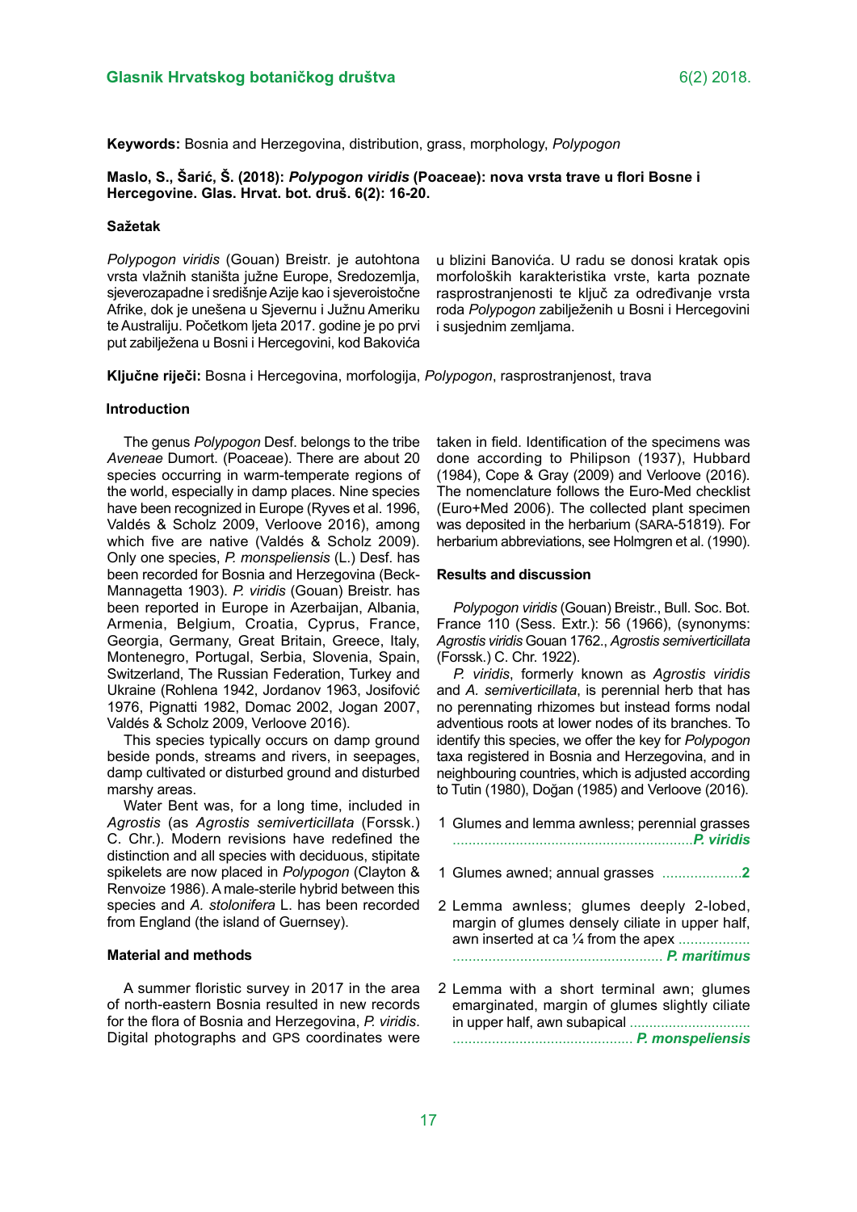**Keywords:** Bosnia and Herzegovina, distribution, grass, morphology, *Polypogon*

**Maslo, S., Šarić, Š. (2018): *Polypogon viridis* (Poaceae): nova vrsta trave u flori Bosne i Hercegovine. Glas. Hrvat. bot. druš. 6(2): 16-20.**

### Sažetak

*Polypogon viridis* (Gouan) Breistr. je autohtona vrsta vlažnih staništa južne Europe, Sredozemlja, sjeverozapadne i središnje Azije kao i sjeveroistočne Afrike, dok je unešena u Sjevernu i Južnu Ameriku te Australiju. Početkom ljeta 2017. godine je po prvi put zabilježena u Bosni i Hercegovini, kod Bakovića u blizini Banovića. U radu se donosi kratak opis morfoloških karakteristika vrste, karta poznate rasprostranjenosti te ključ za određivanje vrsta roda *Polypogon* zabilježenih u Bosni i Hercegovini i susjednim zemljama.

**Ključne riječi:** Bosna i Hercegovina, morfologija, *Polypogon*, rasprostranjenost, trava

## Introduction

The genus *Polypogon* Desf. belongs to the tribe *Aveneae* Dumort. (Poaceae). There are about 20 species occurring in warm-temperate regions of the world, especially in damp places. Nine species have been recognized in Europe (Ryves et al. 1996, Valdés & Scholz 2009, Verloove 2016), among which five are native (Valdés & Scholz 2009). Only one species, *P. monspeliensis* (L.) Desf. has been recorded for Bosnia and Herzegovina (Beck-Mannagetta 1903). *P. viridis* (Gouan) Breistr. has been reported in Europe in Azerbaijan, Albania, Armenia, Belgium, Croatia, Cyprus, France, Georgia, Germany, Great Britain, Greece, Italy, Montenegro, Portugal, Serbia, Slovenia, Spain, Switzerland, The Russian Federation, Turkey and Ukraine (Rohlena 1942, Jordanov 1963, Josifović 1976, Pignatti 1982, Domac 2002, Jogan 2007, Valdés & Scholz 2009, Verloove 2016).

This species typically occurs on damp ground beside ponds, streams and rivers, in seepages, damp cultivated or disturbed ground and disturbed marshy areas.

Water Bent was, for a long time, included in *Agrostis* (as *Agrostis semiverticillata* (Forssk.) C. Chr.). Modern revisions have redefined the distinction and all species with deciduous, stipitate spikelets are now placed in *Polypogon* (Clayton & Renvoize 1986). A male-sterile hybrid between this species and *A. stolonifera* L. has been recorded from England (the island of Guernsey).

## Material and methods

A summer floristic survey in 2017 in the area of north-eastern Bosnia resulted in new records for the flora of Bosnia and Herzegovina, *P. viridis*. Digital photographs and GPS coordinates were taken in field. Identification of the specimens was done according to Philipson (1937), Hubbard (1984), Cope & Gray (2009) and Verloove (2016). The nomenclature follows the Euro-Med checklist (Euro+Med 2006). The collected plant specimen was deposited in the herbarium (SARA-51819). For herbarium abbreviations, see Holmgren et al. (1990).

## Results and discussion

*Polypogon viridis* (Gouan) Breistr., Bull. Soc. Bot. France 110 (Sess. Extr.): 56 (1966), (synonyms: *Agrostis viridis* Gouan 1762., *Agrostis semiverticillata* (Forssk.) C. Chr. 1922).

*P. viridis*, formerly known as *Agrostis viridis* and *A. semiverticillata*, is perennial herb that has no perennating rhizomes but instead forms nodal adventious roots at lower nodes of its branches. To identify this species, we offer the key for *Polypogon* taxa registered in Bosnia and Herzegovina, and in neighbouring countries, which is adjusted according to Tutin (1980), Doğan (1985) and Verloove (2016).

1 Glumes and lemma awnless; perennial grasses ............................................................***P. viridis***

1 Glumes awned; annual grasses ....................**2**

2 Lemma awnless; glumes deeply 2-lobed, margin of glumes densely ciliate in upper half, awn inserted at ca ¼ from the apex ....................................................................... ***P. maritimus***

2 Lemma with a short terminal awn; glumes emarginated, margin of glumes slightly ciliate in upper half, awn subapical ............................................................ ***P. monspeliensis***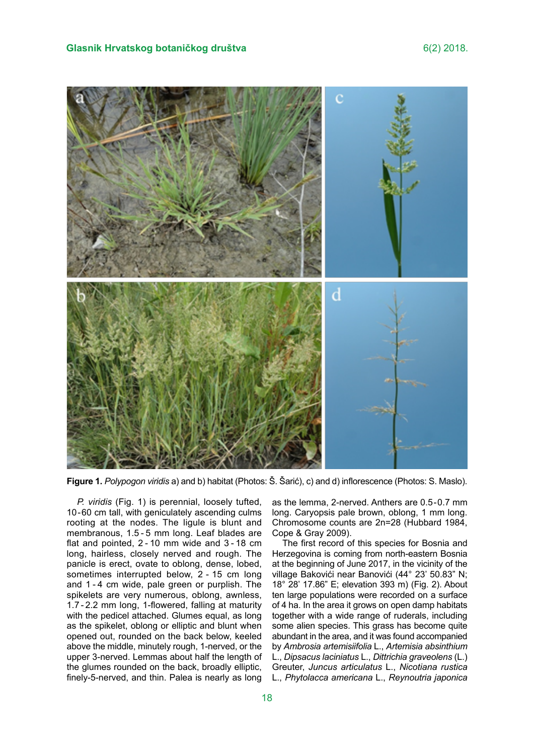**Figure 1.** *Polypogon viridis* a) and b) habitat (Photos: Š. Šarić), c) and d) inflorescence (Photos: S. Maslo).

*P. viridis* (Fig. 1) is perennial, loosely tufted, 10-60 cm tall, with geniculately ascending culms rooting at the nodes. The ligule is blunt and membranous, 1.5-5 mm long. Leaf blades are flat and pointed, 2-10 mm wide and 3-18 cm long, hairless, closely nerved and rough. The panicle is erect, ovate to oblong, dense, lobed, sometimes interrupted below, 2-15 cm long and 1-4 cm wide, pale green or purplish. The spikelets are very numerous, oblong, awnless, 1.7-2.2 mm long, 1-flowered, falling at maturity with the pedicel attached. Glumes equal, as long as the spikelet, oblong or elliptic and blunt when opened out, rounded on the back below, keeled above the middle, minutely rough, 1-nerved, or the upper 3-nerved. Lemmas about half the length of the glumes rounded on the back, broadly elliptic, finely-5-nerved, and thin. Palea is nearly as long as the lemma, 2-nerved. Anthers are 0.5-0.7 mm long. Caryopsis pale brown, oblong, 1 mm long. Chromosome counts are 2n=28 (Hubbard 1984, Cope & Gray 2009).

The first record of this species for Bosnia and Herzegovina is coming from north-eastern Bosnia at the beginning of June 2017, in the vicinity of the village Bakovići near Banovići (44° 23' 50.83" N; 18° 28' 17.86" E; elevation 393 m) (Fig. 2). About ten large populations were recorded on a surface of 4 ha. In the area it grows on open damp habitats together with a wide range of ruderals, including some alien species. This grass has become quite abundant in the area, and it was found accompanied by *Ambrosia artemisiifolia* L., *Artemisia absinthium* L., *Dipsacus laciniatus* L., *Dittrichia graveolens* (L.) Greuter, *Juncus articulatus* L., *Nicotiana rustica* L., *Phytolacca americana* L., *Reynoutria japonica*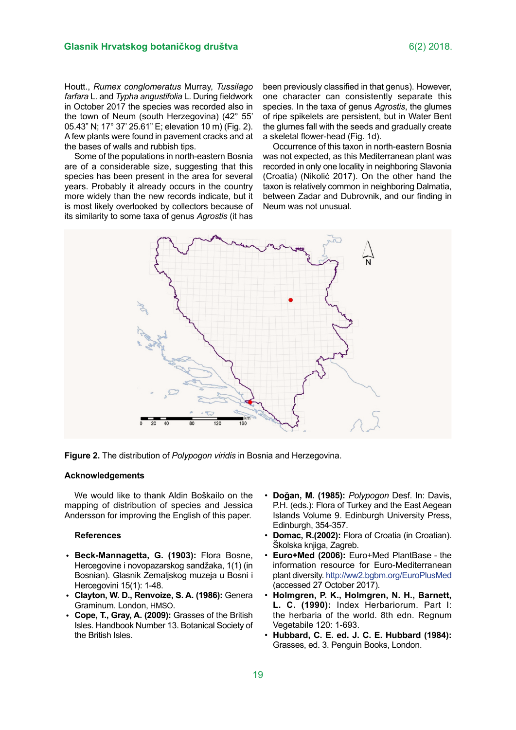Houtt., *Rumex conglomeratus* Murray, *Tussilago farfara* L. and *Typha angustifolia* L. During fieldwork in October 2017 the species was recorded also in the town of Neum (south Herzegovina) (42° 55' 05.43" N; 17° 37' 25.61" E; elevation 10 m) (Fig. 2). A few plants were found in pavement cracks and at the bases of walls and rubbish tips.

Some of the populations in north-eastern Bosnia are of a considerable size, suggesting that this species has been present in the area for several years. Probably it already occurs in the country more widely than the new records indicate, but it is most likely overlooked by collectors because of its similarity to some taxa of genus *Agrostis* (it has been previously classified in that genus). However, one character can consistently separate this species. In the taxa of genus *Agrostis*, the glumes of ripe spikelets are persistent, but in Water Bent the glumes fall with the seeds and gradually create a skeletal flower-head (Fig. 1d).

Occurrence of this taxon in north-eastern Bosnia was not expected, as this Mediterranean plant was recorded in only one locality in neighboring Slavonia (Croatia) (Nikolić 2017). On the other hand the taxon is relatively common in neighboring Dalmatia, between Zadar and Dubrovnik, and our finding in Neum was not unusual.

**Figure 2.** The distribution of *Polypogon viridis* in Bosnia and Herzegovina.

### Acknowledgements

We would like to thank Aldin Boškailo on the mapping of distribution of species and Jessica Andersson for improving the English of this paper.

### References

- **Beck-Mannagetta, G. (1903):** Flora Bosne, Hercegovine i novopazarskog sandžaka, 1(1) (in Bosnian). Glasnik Zemaljskog muzeja u Bosni i Hercegovini 15(1): 1-48.
- **Clayton, W. D., Renvoize, S. A. (1986):** Genera Graminum. London, HMSO.
- **Cope, T., Gray, A. (2009):** Grasses of the British Isles. Handbook Number 13. Botanical Society of the British Isles.
- **Doğan, M. (1985):** *Polypogon* Desf. In: Davis, P.H. (eds.): Flora of Turkey and the East Aegean Islands Volume 9. Edinburgh University Press, Edinburgh, 354-357.
- **Domac, R.(2002):** Flora of Croatia (in Croatian). Školska knjiga, Zagreb.
- **Euro+Med (2006):** Euro+Med PlantBase - the information resource for Euro-Mediterranean plant diversity. http://ww2.bgbm.org/EuroPlusMed (accessed 27 October 2017).
- **Holmgren, P. K., Holmgren, N. H., Barnett, L. C. (1990):** Index Herbariorum. Part I: the herbaria of the world. 8th edn. Regnum Vegetabile 120: 1-693.
- **Hubbard, C. E. ed. J. C. E. Hubbard (1984):** Grasses, ed. 3. Penguin Books, London.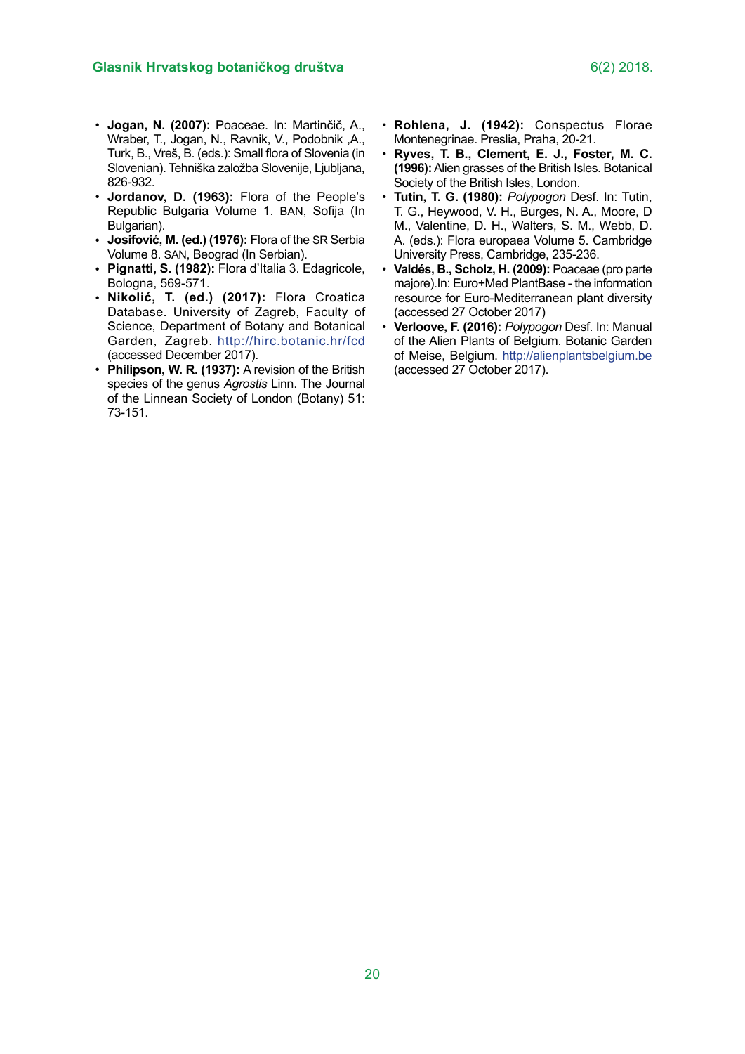- **Jogan, N. (2007):** Poaceae. In: Martinčič, A., Wraber, T., Jogan, N., Ravnik, V., Podobnik ,A., Turk, B., Vreš, B. (eds.): Small flora of Slovenia (in Slovenian). Tehniška založba Slovenije, Ljubljana, 826-932.
- **Jordanov, D. (1963):** Flora of the People's Republic Bulgaria Volume 1. BAN, Sofija (In Bulgarian).
- **Josifović, M. (ed.) (1976):** Flora of the SR Serbia Volume 8. SAN, Beograd (In Serbian).
- **Pignatti, S. (1982):** Flora d'Italia 3. Edagricole, Bologna, 569-571.
- **Nikolić, T. (ed.) (2017):** Flora Croatica Database. University of Zagreb, Faculty of Science, Department of Botany and Botanical Garden, Zagreb. http://hirc.botanic.hr/fcd (accessed December 2017).
- **Philipson, W. R. (1937):** A revision of the British species of the genus *Agrostis* Linn. The Journal of the Linnean Society of London (Botany) 51: 73-151.
- **Rohlena, J. (1942):** Conspectus Florae Montenegrinae. Preslia, Praha, 20-21.
- **Ryves, T. B., Clement, E. J., Foster, M. C. (1996):** Alien grasses of the British Isles. Botanical Society of the British Isles, London.
- **Tutin, T. G. (1980):** *Polypogon* Desf. In: Tutin, T. G., Heywood, V. H., Burges, N. A., Moore, D M., Valentine, D. H., Walters, S. M., Webb, D. A. (eds.): Flora europaea Volume 5. Cambridge University Press, Cambridge, 235-236.
- **Valdés, B., Scholz, H. (2009):** Poaceae (pro parte majore).In: Euro+Med PlantBase - the information resource for Euro-Mediterranean plant diversity (accessed 27 October 2017)
- **Verloove, F. (2016):** *Polypogon* Desf. In: Manual of the Alien Plants of Belgium. Botanic Garden of Meise, Belgium. http://alienplantsbelgium.be (accessed 27 October 2017).